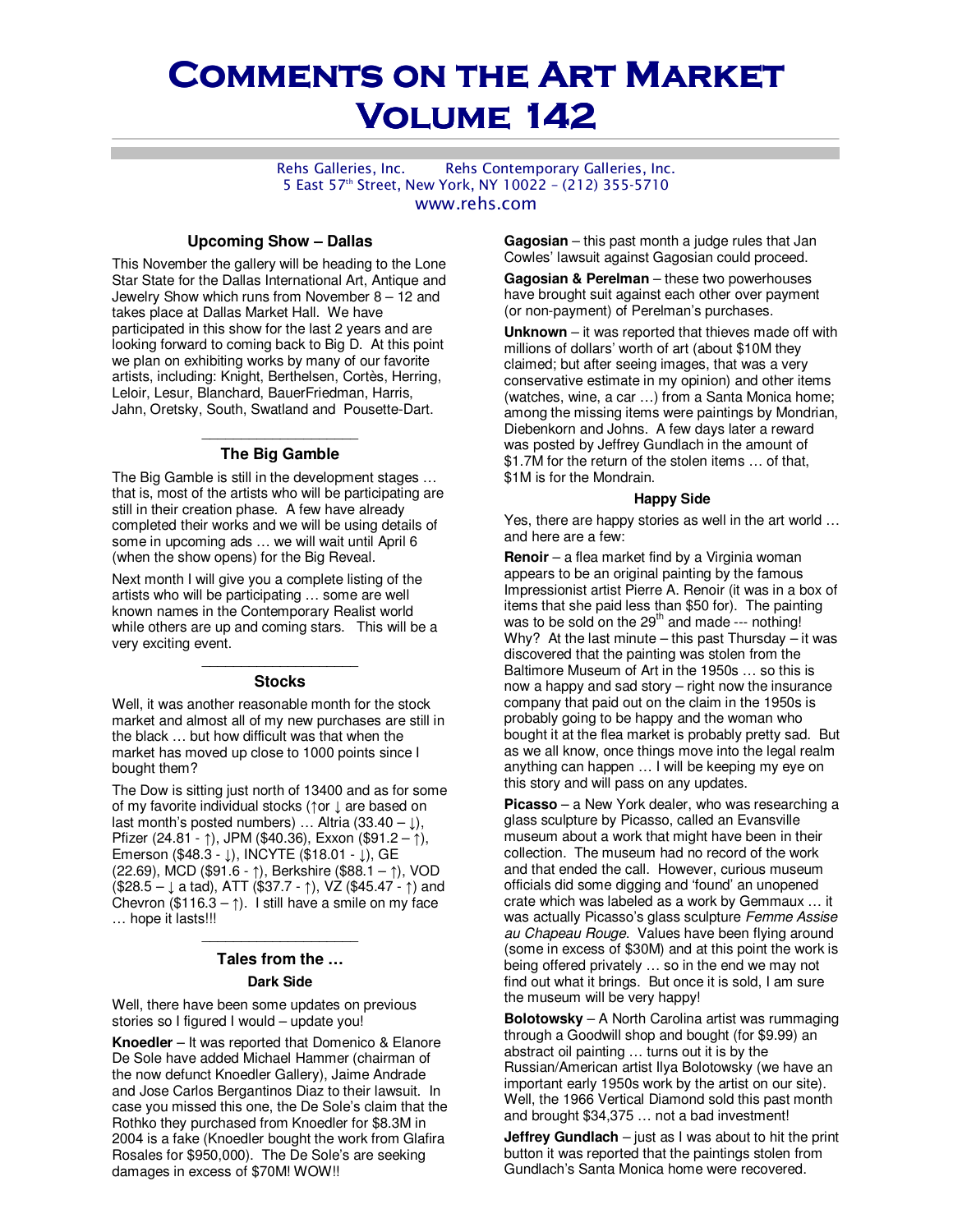# Comments on the Art Market
# Volume 142

Rehs Galleries, Inc. Rehs Contemporary Galleries, Inc.
5 East 57th Street, New York, NY 10022 – (212) 355-5710
www.rehs.com

### Upcoming Show – Dallas

This November the gallery will be heading to the Lone Star State for the Dallas International Art, Antique and Jewelry Show which runs from November 8 – 12 and takes place at Dallas Market Hall. We have participated in this show for the last 2 years and are looking forward to coming back to Big D. At this point we plan on exhibiting works by many of our favorite artists, including: Knight, Berthelsen, Cortès, Herring, Leloir, Lesur, Blanchard, BauerFriedman, Harris, Jahn, Oretsky, South, Swatland and Pousette-Dart.

### The Big Gamble

The Big Gamble is still in the development stages … that is, most of the artists who will be participating are still in their creation phase. A few have already completed their works and we will be using details of some in upcoming ads … we will wait until April 6 (when the show opens) for the Big Reveal.

Next month I will give you a complete listing of the artists who will be participating … some are well known names in the Contemporary Realist world while others are up and coming stars. This will be a very exciting event.

### Stocks

Well, it was another reasonable month for the stock market and almost all of my new purchases are still in the black … but how difficult was that when the market has moved up close to 1000 points since I bought them?

The Dow is sitting just north of 13400 and as for some of my favorite individual stocks (↑or ↓ are based on last month's posted numbers) … Altria (33.40 – ↓), Pfizer (24.81 - ↑), JPM ($40.36), Exxon ($91.2 – ↑), Emerson ($48.3 - ↓), INCYTE ($18.01 - ↓), GE (22.69), MCD ($91.6 - ↑), Berkshire ($88.1 – ↑), VOD ($28.5 – ↓ a tad), ATT ($37.7 - ↑), VZ ($45.47 - ↑) and Chevron ($116.3 – ↑). I still have a smile on my face … hope it lasts!!!

### Tales from the …

#### Dark Side

Well, there have been some updates on previous stories so I figured I would – update you!

**Knoedler** – It was reported that Domenico & Elanore De Sole have added Michael Hammer (chairman of the now defunct Knoedler Gallery), Jaime Andrade and Jose Carlos Bergantinos Diaz to their lawsuit. In case you missed this one, the De Sole's claim that the Rothko they purchased from Knoedler for $8.3M in 2004 is a fake (Knoedler bought the work from Glafira Rosales for $950,000). The De Sole's are seeking damages in excess of $70M! WOW!!

**Gagosian** – this past month a judge rules that Jan Cowles' lawsuit against Gagosian could proceed.

**Gagosian & Perelman** – these two powerhouses have brought suit against each other over payment (or non-payment) of Perelman's purchases.

**Unknown** – it was reported that thieves made off with millions of dollars' worth of art (about $10M they claimed; but after seeing images, that was a very conservative estimate in my opinion) and other items (watches, wine, a car …) from a Santa Monica home; among the missing items were paintings by Mondrian, Diebenkorn and Johns. A few days later a reward was posted by Jeffrey Gundlach in the amount of $1.7M for the return of the stolen items … of that, $1M is for the Mondrain.

#### Happy Side

Yes, there are happy stories as well in the art world … and here are a few:

**Renoir** – a flea market find by a Virginia woman appears to be an original painting by the famous Impressionist artist Pierre A. Renoir (it was in a box of items that she paid less than $50 for). The painting was to be sold on the 29th and made --- nothing! Why? At the last minute – this past Thursday – it was discovered that the painting was stolen from the Baltimore Museum of Art in the 1950s … so this is now a happy and sad story – right now the insurance company that paid out on the claim in the 1950s is probably going to be happy and the woman who bought it at the flea market is probably pretty sad. But as we all know, once things move into the legal realm anything can happen … I will be keeping my eye on this story and will pass on any updates.

**Picasso** – a New York dealer, who was researching a glass sculpture by Picasso, called an Evansville museum about a work that might have been in their collection. The museum had no record of the work and that ended the call. However, curious museum officials did some digging and 'found' an unopened crate which was labeled as a work by Gemmaux … it was actually Picasso's glass sculpture *Femme Assise au Chapeau Rouge*. Values have been flying around (some in excess of $30M) and at this point the work is being offered privately … so in the end we may not find out what it brings. But once it is sold, I am sure the museum will be very happy!

**Bolotowsky** – A North Carolina artist was rummaging through a Goodwill shop and bought (for $9.99) an abstract oil painting … turns out it is by the Russian/American artist Ilya Bolotowsky (we have an important early 1950s work by the artist on our site). Well, the 1966 Vertical Diamond sold this past month and brought $34,375 … not a bad investment!

**Jeffrey Gundlach** – just as I was about to hit the print button it was reported that the paintings stolen from Gundlach's Santa Monica home were recovered.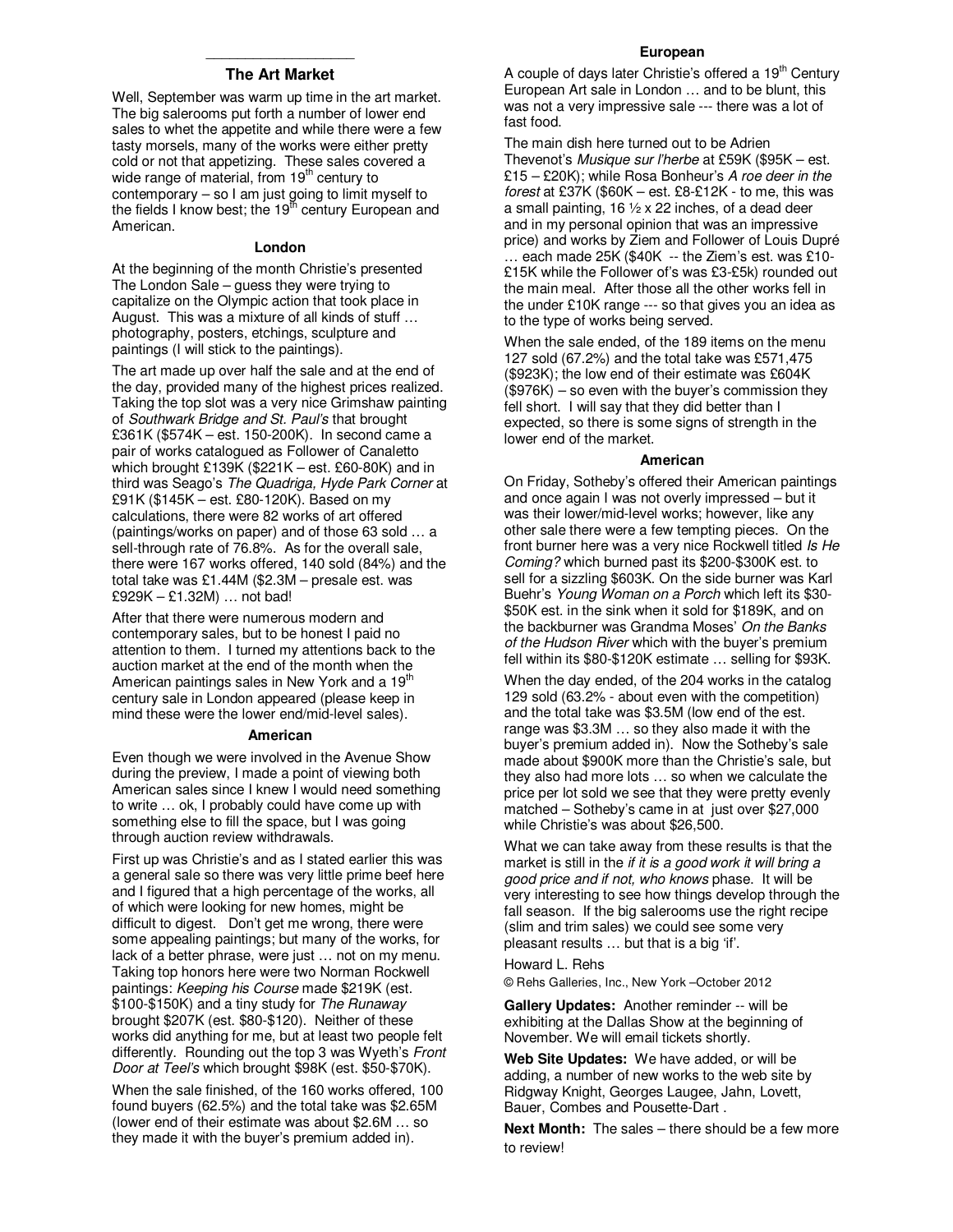## The Art Market

Well, September was warm up time in the art market. The big salerooms put forth a number of lower end sales to whet the appetite and while there were a few tasty morsels, many of the works were either pretty cold or not that appetizing. These sales covered a wide range of material, from 19th century to contemporary – so I am just going to limit myself to the fields I know best; the 19th century European and American.

### London

At the beginning of the month Christie's presented The London Sale – guess they were trying to capitalize on the Olympic action that took place in August. This was a mixture of all kinds of stuff … photography, posters, etchings, sculpture and paintings (I will stick to the paintings).

The art made up over half the sale and at the end of the day, provided many of the highest prices realized. Taking the top slot was a very nice Grimshaw painting of *Southwark Bridge and St. Paul's* that brought £361K ($574K – est. 150-200K). In second came a pair of works catalogued as Follower of Canaletto which brought £139K ($221K – est. £60-80K) and in third was Seago's *The Quadriga, Hyde Park Corner* at £91K ($145K – est. £80-120K). Based on my calculations, there were 82 works of art offered (paintings/works on paper) and of those 63 sold … a sell-through rate of 76.8%. As for the overall sale, there were 167 works offered, 140 sold (84%) and the total take was £1.44M ($2.3M – presale est. was £929K – £1.32M) … not bad!

After that there were numerous modern and contemporary sales, but to be honest I paid no attention to them. I turned my attentions back to the auction market at the end of the month when the American paintings sales in New York and a 19th century sale in London appeared (please keep in mind these were the lower end/mid-level sales).

### American

Even though we were involved in the Avenue Show during the preview, I made a point of viewing both American sales since I knew I would need something to write … ok, I probably could have come up with something else to fill the space, but I was going through auction review withdrawals.

First up was Christie's and as I stated earlier this was a general sale so there was very little prime beef here and I figured that a high percentage of the works, all of which were looking for new homes, might be difficult to digest. Don't get me wrong, there were some appealing paintings; but many of the works, for lack of a better phrase, were just … not on my menu. Taking top honors here were two Norman Rockwell paintings: *Keeping his Course* made $219K (est. $100-$150K) and a tiny study for *The Runaway* brought $207K (est. $80-$120). Neither of these works did anything for me, but at least two people felt differently. Rounding out the top 3 was Wyeth's *Front Door at Teel's* which brought $98K (est. $50-$70K).

When the sale finished, of the 160 works offered, 100 found buyers (62.5%) and the total take was $2.65M (lower end of their estimate was about $2.6M … so they made it with the buyer's premium added in).

### European

A couple of days later Christie's offered a 19th Century European Art sale in London … and to be blunt, this was not a very impressive sale --- there was a lot of fast food.

The main dish here turned out to be Adrien Thevenot's *Musique sur l'herbe* at £59K ($95K – est. £15 – £20K); while Rosa Bonheur's *A roe deer in the forest* at £37K ($60K – est. £8-£12K - to me, this was a small painting, 16 ½ x 22 inches, of a dead deer and in my personal opinion that was an impressive price) and works by Ziem and Follower of Louis Dupré … each made 25K ($40K -- the Ziem's est. was £10-£15K while the Follower of's was £3-£5k) rounded out the main meal. After those all the other works fell in the under £10K range --- so that gives you an idea as to the type of works being served.

When the sale ended, of the 189 items on the menu 127 sold (67.2%) and the total take was £571,475 ($923K); the low end of their estimate was £604K ($976K) – so even with the buyer's commission they fell short. I will say that they did better than I expected, so there is some signs of strength in the lower end of the market.

### American

On Friday, Sotheby's offered their American paintings and once again I was not overly impressed – but it was their lower/mid-level works; however, like any other sale there were a few tempting pieces. On the front burner here was a very nice Rockwell titled *Is He Coming?* which burned past its $200-$300K est. to sell for a sizzling $603K. On the side burner was Karl Buehr's *Young Woman on a Porch* which left its $30-$50K est. in the sink when it sold for $189K, and on the backburner was Grandma Moses' *On the Banks of the Hudson River* which with the buyer's premium fell within its $80-$120K estimate … selling for $93K.

When the day ended, of the 204 works in the catalog 129 sold (63.2% - about even with the competition) and the total take was $3.5M (low end of the est. range was $3.3M … so they also made it with the buyer's premium added in). Now the Sotheby's sale made about $900K more than the Christie's sale, but they also had more lots … so when we calculate the price per lot sold we see that they were pretty evenly matched – Sotheby's came in at just over $27,000 while Christie's was about $26,500.

What we can take away from these results is that the market is still in the *if it is a good work it will bring a good price and if not, who knows* phase. It will be very interesting to see how things develop through the fall season. If the big salerooms use the right recipe (slim and trim sales) we could see some very pleasant results … but that is a big 'if'.

Howard L. Rehs

© Rehs Galleries, Inc., New York –October 2012

**Gallery Updates:** Another reminder -- will be exhibiting at the Dallas Show at the beginning of November. We will email tickets shortly.

**Web Site Updates:** We have added, or will be adding, a number of new works to the web site by Ridgway Knight, Georges Laugee, Jahn, Lovett, Bauer, Combes and Pousette-Dart .

**Next Month:** The sales – there should be a few more to review!